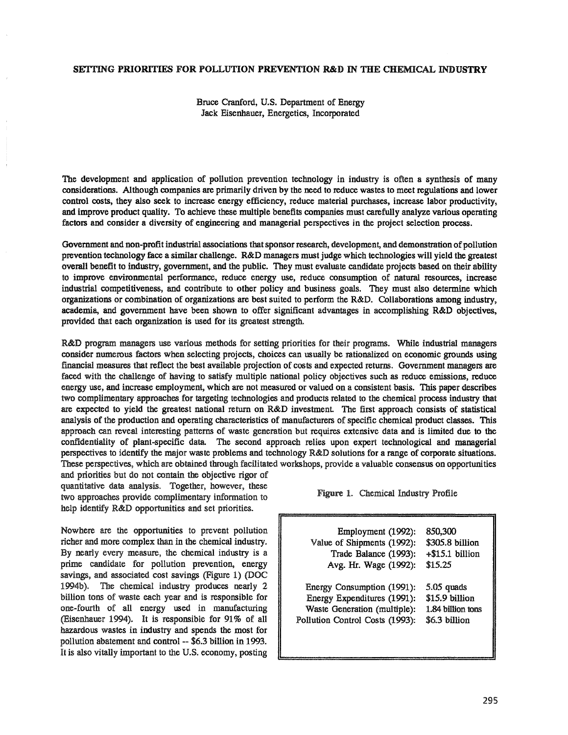# SETTING PRIORITIES FOR POLLUTION PREVENTION R&D IN THE CHEMICAL INDUSTRY

Bruce Cranford, U.S. Department of Energy
Jack Eisenhauer, Energetics, Incorporated

The development and application of pollution prevention technology in industry is often a synthesis of many considerations. Although companies are primarily driven by the need to reduce wastes to meet regulations and lower control costs, they also seek to increase energy efficiency, reduce material purchases, increase labor productivity, and improve product quality. To achieve these multiple benefits companies must carefully analyze various operating factors and consider a diversity of engineering and managerial perspectives in the project selection process.

Government and non-profit industrial associations that sponsor research, development, and demonstration of pollution prevention technology face a similar challenge. R&D managers must judge which technologies will yield the greatest overall benefit to industry, government, and the public. They must evaluate candidate projects based on their ability to improve environmental performance, reduce energy use, reduce consumption of natural resources, increase industrial competitiveness, and contribute to other policy and business goals. They must also determine which organizations or combination of organizations are best suited to perform the R&D. Collaborations among industry, academia, and government have been shown to offer significant advantages in accomplishing R&D objectives, provided that each organization is used for its greatest strength.

R&D program managers use various methods for setting priorities for their programs. While industrial managers consider numerous factors when selecting projects, choices can usually be rationalized on economic grounds using financial measures that reflect the best available projection of costs and expected returns. Government managers are faced with the challenge of having to satisfy multiple national policy objectives such as reduce emissions, reduce energy use, and increase employment, which are not measured or valued on a consistent basis. This paper describes two complimentary approaches for targeting technologies and products related to the chemical process industry that are expected to yield the greatest national return on R&D investment. The first approach consists of statistical analysis of the production and operating characteristics of manufacturers of specific chemical product classes. This approach can reveal interesting patterns of waste generation but requires extensive data and is limited due to the confidentiality of plant-specific data. The second approach relies upon expert technological and managerial perspectives to identify the major waste problems and technology R&D solutions for a range of corporate situations. These perspectives, which are obtained through facilitated workshops, provide a valuable consensus on opportunities and priorities but do not contain the objective rigor of quantitative data analysis. Together, however, these two approaches provide complimentary information to help identify R&D opportunities and set priorities.

Nowhere are the opportunities to prevent pollution richer and more complex than in the chemical industry. By nearly every measure, the chemical industry is a prime candidate for pollution prevention, energy savings, and associated cost savings (Figure 1) (DOC 1994b). The chemical industry produces nearly 2 billion tons of waste each year and is responsible for one-fourth of all energy used in manufacturing (Eisenhauer 1994). It is responsible for 91% of all hazardous wastes in industry and spends the most for pollution abatement and control -- $6.3 billion in 1993. It is also vitally important to the U.S. economy, posting

Figure 1. Chemical Industry Profile

| | |
|---|---|
| Employment (1992): | 850,300 |
| Value of Shipments (1992): | $305.8 billion |
| Trade Balance (1993): | +$15.1 billion |
| Avg. Hr. Wage (1992): | $15.25 |
| Energy Consumption (1991): | 5.05 quads |
| Energy Expenditures (1991): | $15.9 billion |
| Waste Generation (multiple): | 1.84 billion tons |
| Pollution Control Costs (1993): | $6.3 billion |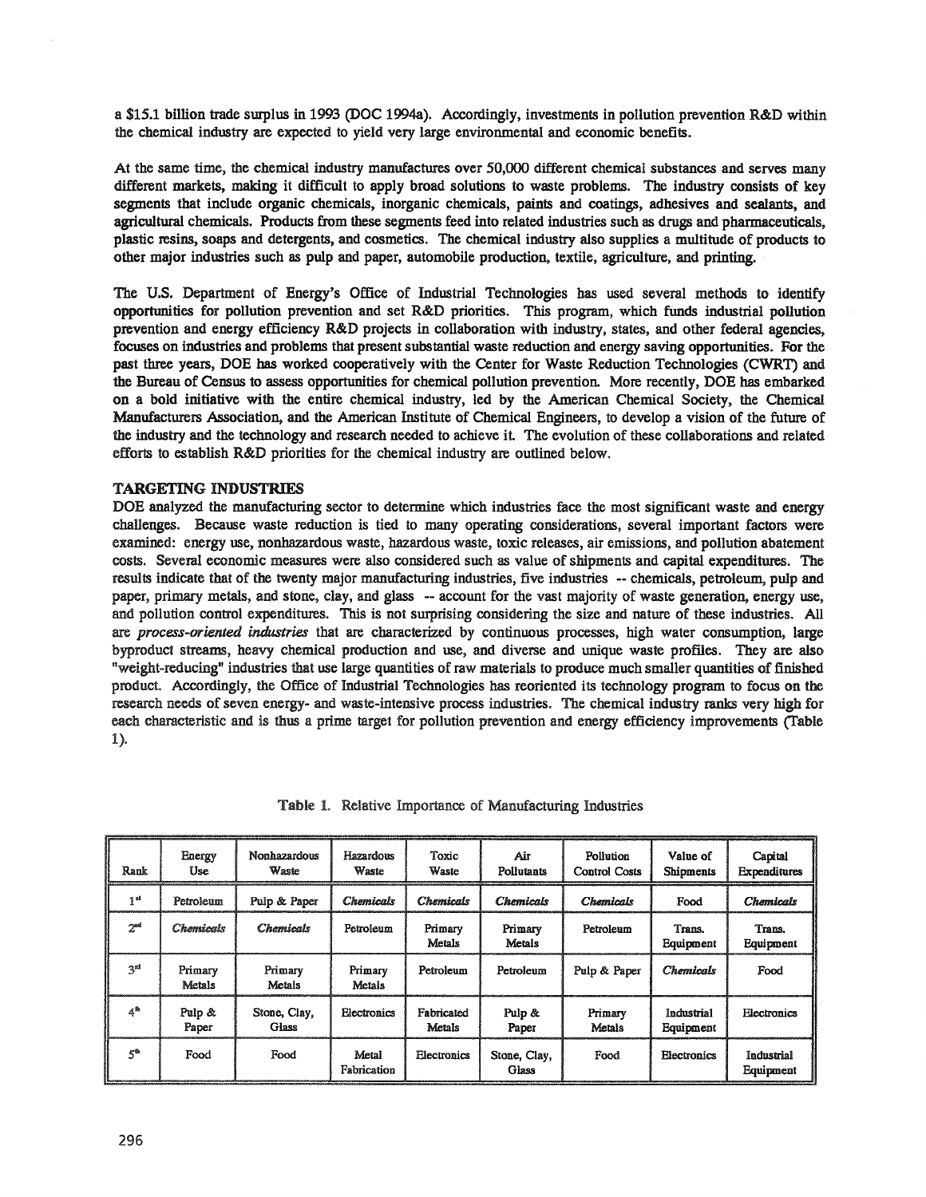a $15.1 billion trade surplus in 1993 (DOC 1994a). Accordingly, investments in pollution prevention R&D within the chemical industry are expected to yield very large environmental and economic benefits.

At the same time, the chemical industry manufactures over 50,000 different chemical substances and serves many different markets, making it difficult to apply broad solutions to waste problems. The industry consists of key segments that include organic chemicals, inorganic chemicals, paints and coatings, adhesives and sealants, and agricultural chemicals. Products from these segments feed into related industries such as drugs and pharmaceuticals, plastic resins, soaps and detergents, and cosmetics. The chemical industry also supplies a multitude of products to other major industries such as pulp and paper, automobile production, textile, agriculture, and printing.

The U.S. Department of Energy's Office of Industrial Technologies has used several methods to identify opportunities for pollution prevention and set R&D priorities. This program, which funds industrial pollution prevention and energy efficiency R&D projects in collaboration with industry, states, and other federal agencies, focuses on industries and problems that present substantial waste reduction and energy saving opportunities. For the past three years, DOE has worked cooperatively with the Center for Waste Reduction Technologies (CWRT) and the Bureau of Census to assess opportunities for chemical pollution prevention. More recently, DOE has embarked on a bold initiative with the entire chemical industry, led by the American Chemical Society, the Chemical Manufacturers Association, and the American Institute of Chemical Engineers, to develop a vision of the future of the industry and the technology and research needed to achieve it. The evolution of these collaborations and related efforts to establish R&D priorities for the chemical industry are outlined below.

## TARGETING INDUSTRIES

DOE analyzed the manufacturing sector to determine which industries face the most significant waste and energy challenges. Because waste reduction is tied to many operating considerations, several important factors were examined: energy use, nonhazardous waste, hazardous waste, toxic releases, air emissions, and pollution abatement costs. Several economic measures were also considered such as value of shipments and capital expenditures. The results indicate that of the twenty major manufacturing industries, five industries -- chemicals, petroleum, pulp and paper, primary metals, and stone, clay, and glass -- account for the vast majority of waste generation, energy use, and pollution control expenditures. This is not surprising considering the size and nature of these industries. All are *process-oriented industries* that are characterized by continuous processes, high water consumption, large byproduct streams, heavy chemical production and use, and diverse and unique waste profiles. They are also "weight-reducing" industries that use large quantities of raw materials to produce much smaller quantities of finished product. Accordingly, the Office of Industrial Technologies has reoriented its technology program to focus on the research needs of seven energy- and waste-intensive process industries. The chemical industry ranks very high for each characteristic and is thus a prime target for pollution prevention and energy efficiency improvements (Table 1).

Table 1. Relative Importance of Manufacturing Industries

| Rank | Energy Use | Nonhazardous Waste | Hazardous Waste | Toxic Waste | Air Pollutants | Pollution Control Costs | Value of Shipments | Capital Expenditures |
|---|---|---|---|---|---|---|---|---|
| 1st | Petroleum | Pulp & Paper | *Chemicals* | *Chemicals* | *Chemicals* | *Chemicals* | Food | *Chemicals* |
| 2nd | *Chemicals* | *Chemicals* | Petroleum | Primary Metals | Primary Metals | Petroleum | Trans. Equipment | Trans. Equipment |
| 3rd | Primary Metals | Primary Metals | Primary Metals | Petroleum | Petroleum | Pulp & Paper | *Chemicals* | Food |
| 4th | Pulp & Paper | Stone, Clay, Glass | Electronics | Fabricated Metals | Pulp & Paper | Primary Metals | Industrial Equipment | Electronics |
| 5th | Food | Food | Metal Fabrication | Electronics | Stone, Clay, Glass | Food | Electronics | Industrial Equipment |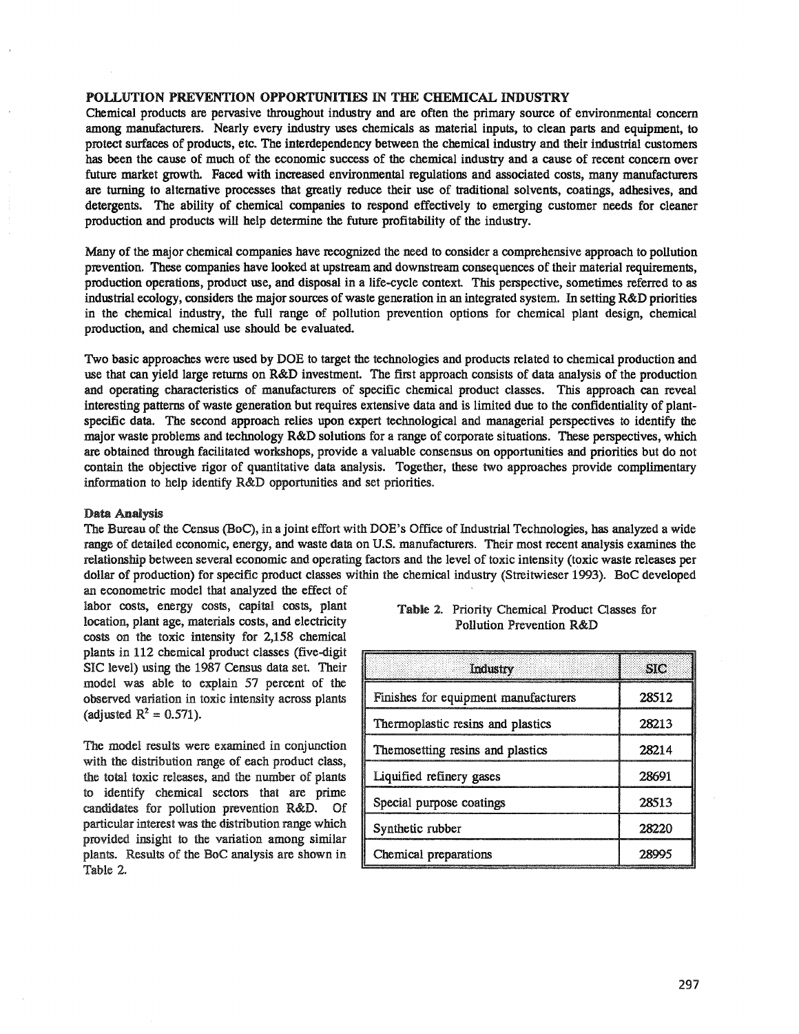## POLLUTION PREVENTION OPPORTUNITIES IN THE CHEMICAL INDUSTRY

Chemical products are pervasive throughout industry and are often the primary source of environmental concern among manufacturers. Nearly every industry uses chemicals as material inputs, to clean parts and equipment, to protect surfaces of products, etc. The interdependency between the chemical industry and their industrial customers has been the cause of much of the economic success of the chemical industry and a cause of recent concern over future market growth. Faced with increased environmental regulations and associated costs, many manufacturers are turning to alternative processes that greatly reduce their use of traditional solvents, coatings, adhesives, and detergents. The ability of chemical companies to respond effectively to emerging customer needs for cleaner production and products will help determine the future profitability of the industry.

Many of the major chemical companies have recognized the need to consider a comprehensive approach to pollution prevention. These companies have looked at upstream and downstream consequences of their material requirements, production operations, product use, and disposal in a life-cycle context. This perspective, sometimes referred to as industrial ecology, considers the major sources of waste generation in an integrated system. In setting R&D priorities in the chemical industry, the full range of pollution prevention options for chemical plant design, chemical production, and chemical use should be evaluated.

Two basic approaches were used by DOE to target the technologies and products related to chemical production and use that can yield large returns on R&D investment. The first approach consists of data analysis of the production and operating characteristics of manufacturers of specific chemical product classes. This approach can reveal interesting patterns of waste generation but requires extensive data and is limited due to the confidentiality of plant-specific data. The second approach relies upon expert technological and managerial perspectives to identify the major waste problems and technology R&D solutions for a range of corporate situations. These perspectives, which are obtained through facilitated workshops, provide a valuable consensus on opportunities and priorities but do not contain the objective rigor of quantitative data analysis. Together, these two approaches provide complimentary information to help identify R&D opportunities and set priorities.

### Data Analysis

The Bureau of the Census (BoC), in a joint effort with DOE's Office of Industrial Technologies, has analyzed a wide range of detailed economic, energy, and waste data on U.S. manufacturers. Their most recent analysis examines the relationship between several economic and operating factors and the level of toxic intensity (toxic waste releases per dollar of production) for specific product classes within the chemical industry (Streitwieser 1993). BoC developed an econometric model that analyzed the effect of labor costs, energy costs, capital costs, plant location, plant age, materials costs, and electricity costs on the toxic intensity for 2,158 chemical plants in 112 chemical product classes (five-digit SIC level) using the 1987 Census data set. Their model was able to explain 57 percent of the observed variation in toxic intensity across plants (adjusted $R^2 = 0.571$).

The model results were examined in conjunction with the distribution range of each product class, the total toxic releases, and the number of plants to identify chemical sectors that are prime candidates for pollution prevention R&D. Of particular interest was the distribution range which provided insight to the variation among similar plants. Results of the BoC analysis are shown in Table 2.

Table 2. Priority Chemical Product Classes for Pollution Prevention R&D

| Industry | SIC |
|---|---|
| Finishes for equipment manufacturers | 28512 |
| Thermoplastic resins and plastics | 28213 |
| Themosetting resins and plastics | 28214 |
| Liquified refinery gases | 28691 |
| Special purpose coatings | 28513 |
| Synthetic rubber | 28220 |
| Chemical preparations | 28995 |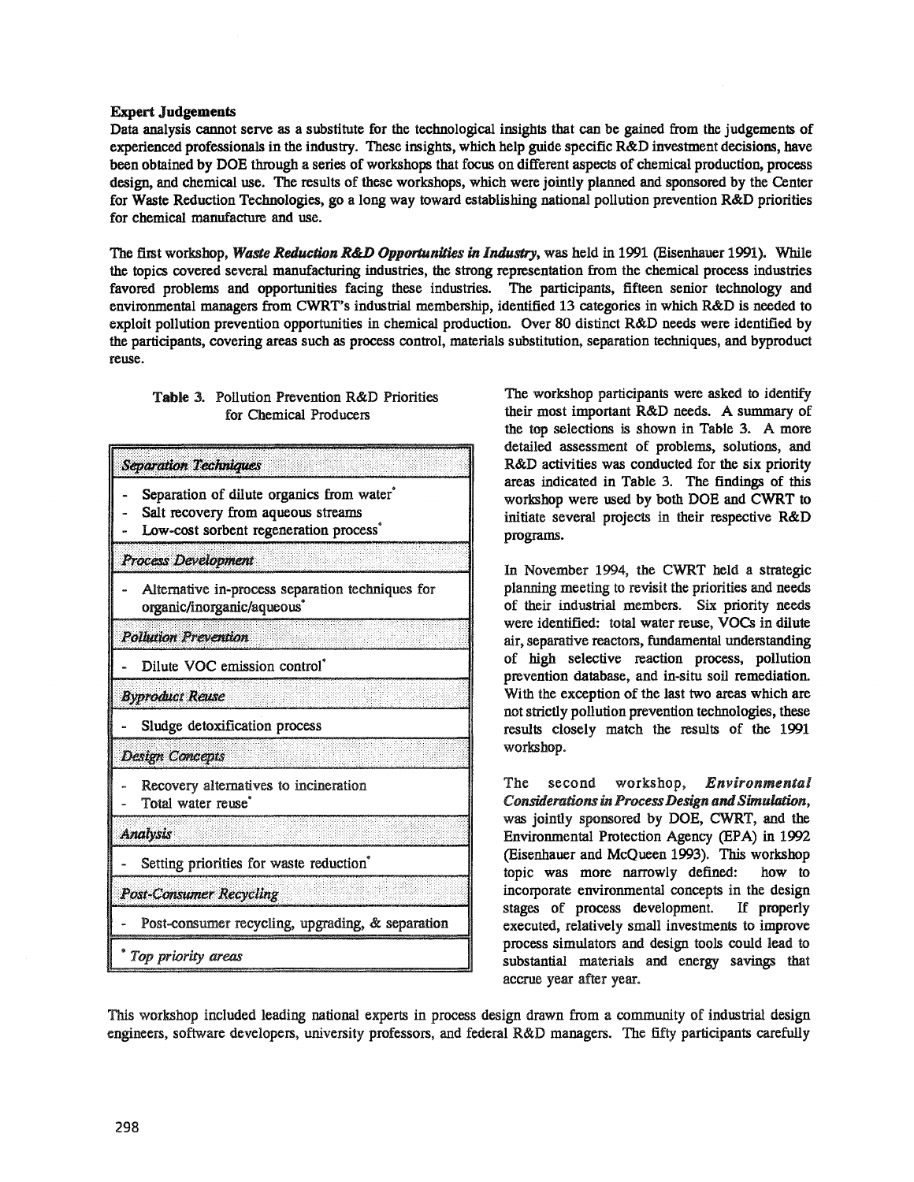**Expert Judgements**

Data analysis cannot serve as a substitute for the technological insights that can be gained from the judgements of experienced professionals in the industry. These insights, which help guide specific R&D investment decisions, have been obtained by DOE through a series of workshops that focus on different aspects of chemical production, process design, and chemical use. The results of these workshops, which were jointly planned and sponsored by the Center for Waste Reduction Technologies, go a long way toward establishing national pollution prevention R&D priorities for chemical manufacture and use.

The first workshop, ***Waste Reduction R&D Opportunities in Industry***, was held in 1991 (Eisenhauer 1991). While the topics covered several manufacturing industries, the strong representation from the chemical process industries favored problems and opportunities facing these industries. The participants, fifteen senior technology and environmental managers from CWRT's industrial membership, identified 13 categories in which R&D is needed to exploit pollution prevention opportunities in chemical production. Over 80 distinct R&D needs were identified by the participants, covering areas such as process control, materials substitution, separation techniques, and byproduct reuse.

**Table 3.** Pollution Prevention R&D Priorities for Chemical Producers

| *Separation Techniques* |
|---|
| - Separation of dilute organics from water* <br> - Salt recovery from aqueous streams <br> - Low-cost sorbent regeneration process* |
| *Process Development* |
| - Alternative in-process separation techniques for organic/inorganic/aqueous* |
| *Pollution Prevention* |
| - Dilute VOC emission control* |
| *Byproduct Reuse* |
| - Sludge detoxification process |
| *Design Concepts* |
| - Recovery alternatives to incineration <br> - Total water reuse* |
| *Analysis* |
| - Setting priorities for waste reduction* |
| *Post-Consumer Recycling* |
| - Post-consumer recycling, upgrading, & separation |
| * *Top priority areas* |

The workshop participants were asked to identify their most important R&D needs. A summary of the top selections is shown in Table 3. A more detailed assessment of problems, solutions, and R&D activities was conducted for the six priority areas indicated in Table 3. The findings of this workshop were used by both DOE and CWRT to initiate several projects in their respective R&D programs.

In November 1994, the CWRT held a strategic planning meeting to revisit the priorities and needs of their industrial members. Six priority needs were identified: total water reuse, VOCs in dilute air, separative reactors, fundamental understanding of high selective reaction process, pollution prevention database, and in-situ soil remediation. With the exception of the last two areas which are not strictly pollution prevention technologies, these results closely match the results of the 1991 workshop.

The second workshop, ***Environmental Considerations in Process Design and Simulation***, was jointly sponsored by DOE, CWRT, and the Environmental Protection Agency (EPA) in 1992 (Eisenhauer and McQueen 1993). This workshop topic was more narrowly defined: how to incorporate environmental concepts in the design stages of process development. If properly executed, relatively small investments to improve process simulators and design tools could lead to substantial materials and energy savings that accrue year after year.

This workshop included leading national experts in process design drawn from a community of industrial design engineers, software developers, university professors, and federal R&D managers. The fifty participants carefully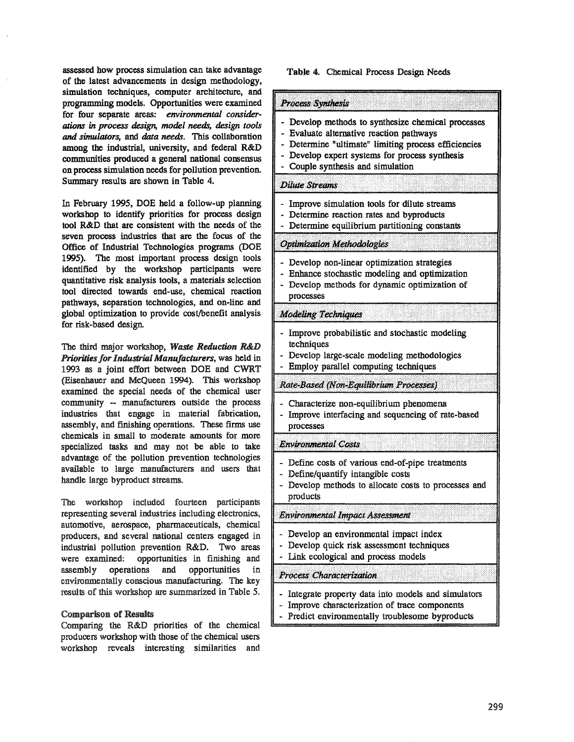assessed how process simulation can take advantage of the latest advancements in design methodology, simulation techniques, computer architecture, and programming models. Opportunities were examined for four separate areas: ***environmental considerations in process design, model needs, design tools and simulators,*** and ***data needs.*** This collaboration among the industrial, university, and federal R&D communities produced a general national consensus on process simulation needs for pollution prevention. Summary results are shown in Table 4.

In February 1995, DOE held a follow-up planning workshop to identify priorities for process design tool R&D that are consistent with the needs of the seven process industries that are the focus of the Office of Industrial Technologies programs (DOE 1995). The most important process design tools identified by the workshop participants were quantitative risk analysis tools, a materials selection tool directed towards end-use, chemical reaction pathways, separation technologies, and on-line and global optimization to provide cost/benefit analysis for risk-based design.

The third major workshop, ***Waste Reduction R&D Priorities for Industrial Manufacturers,*** was held in 1993 as a joint effort between DOE and CWRT (Eisenhauer and McQueen 1994). This workshop examined the special needs of the chemical user community -- manufacturers outside the process industries that engage in material fabrication, assembly, and finishing operations. These firms use chemicals in small to moderate amounts for more specialized tasks and may not be able to take advantage of the pollution prevention technologies available to large manufacturers and users that handle large byproduct streams.

The workshop included fourteen participants representing several industries including electronics, automotive, aerospace, pharmaceuticals, chemical producers, and several national centers engaged in industrial pollution prevention R&D. Two areas were examined: opportunities in finishing and assembly operations and opportunities in environmentally conscious manufacturing. The key results of this workshop are summarized in Table 5.

**Comparison of Results**

Comparing the R&D priorities of the chemical producers workshop with those of the chemical users workshop reveals interesting similarities and

**Table 4.** Chemical Process Design Needs

| |
|---|
| *Process Synthesis* |
| - Develop methods to synthesize chemical processes<br>- Evaluate alternative reaction pathways<br>- Determine "ultimate" limiting process efficiencies<br>- Develop expert systems for process synthesis<br>- Couple synthesis and simulation |
| *Dilute Streams* |
| - Improve simulation tools for dilute streams<br>- Determine reaction rates and byproducts<br>- Determine equilibrium partitioning constants |
| *Optimization Methodologies* |
| - Develop non-linear optimization strategies<br>- Enhance stochastic modeling and optimization<br>- Develop methods for dynamic optimization of processes |
| *Modeling Techniques* |
| - Improve probabilistic and stochastic modeling techniques<br>- Develop large-scale modeling methodologies<br>- Employ parallel computing techniques |
| *Rate-Based (Non-Equilibrium Processes)* |
| - Characterize non-equilibrium phenomena<br>- Improve interfacing and sequencing of rate-based processes |
| *Environmental Costs* |
| - Define costs of various end-of-pipe treatments<br>- Define/quantify intangible costs<br>- Develop methods to allocate costs to processes and products |
| *Environmental Impact Assessment* |
| - Develop an environmental impact index<br>- Develop quick risk assessment techniques<br>- Link ecological and process models |
| *Process Characterization* |
| - Integrate property data into models and simulators<br>- Improve characterization of trace components<br>- Predict environmentally troublesome byproducts |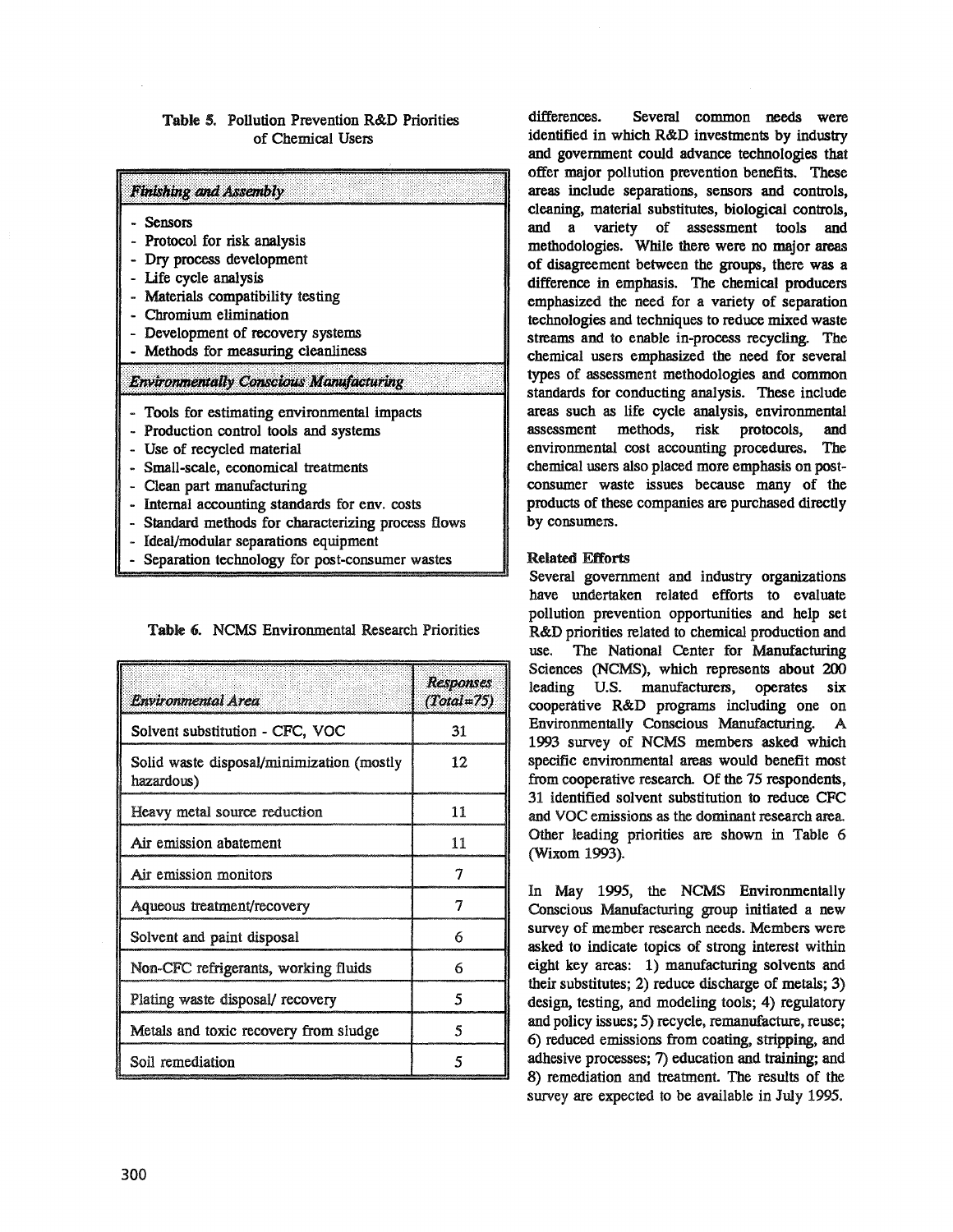**Table 5.** Pollution Prevention R&D Priorities of Chemical Users

| *Finishing and Assembly* |
| --- |
| - Sensors |
| - Protocol for risk analysis |
| - Dry process development |
| - Life cycle analysis |
| - Materials compatibility testing |
| - Chromium elimination |
| - Development of recovery systems |
| - Methods for measuring cleanliness |
| *Environmentally Conscious Manufacturing* |
| - Tools for estimating environmental impacts |
| - Production control tools and systems |
| - Use of recycled material |
| - Small-scale, economical treatments |
| - Clean part manufacturing |
| - Internal accounting standards for env. costs |
| - Standard methods for characterizing process flows |
| - Ideal/modular separations equipment |
| - Separation technology for post-consumer wastes |

**Table 6.** NCMS Environmental Research Priorities

| *Environmental Area* | *Responses (Total=75)* |
| --- | --- |
| Solvent substitution - CFC, VOC | 31 |
| Solid waste disposal/minimization (mostly hazardous) | 12 |
| Heavy metal source reduction | 11 |
| Air emission abatement | 11 |
| Air emission monitors | 7 |
| Aqueous treatment/recovery | 7 |
| Solvent and paint disposal | 6 |
| Non-CFC refrigerants, working fluids | 6 |
| Plating waste disposal/ recovery | 5 |
| Metals and toxic recovery from sludge | 5 |
| Soil remediation | 5 |

differences. Several common needs were identified in which R&D investments by industry and government could advance technologies that offer major pollution prevention benefits. These areas include separations, sensors and controls, cleaning, material substitutes, biological controls, and a variety of assessment tools and methodologies. While there were no major areas of disagreement between the groups, there was a difference in emphasis. The chemical producers emphasized the need for a variety of separation technologies and techniques to reduce mixed waste streams and to enable in-process recycling. The chemical users emphasized the need for several types of assessment methodologies and common standards for conducting analysis. These include areas such as life cycle analysis, environmental assessment methods, risk protocols, and environmental cost accounting procedures. The chemical users also placed more emphasis on post-consumer waste issues because many of the products of these companies are purchased directly by consumers.

**Related Efforts**

Several government and industry organizations have undertaken related efforts to evaluate pollution prevention opportunities and help set R&D priorities related to chemical production and use. The National Center for Manufacturing Sciences (NCMS), which represents about 200 leading U.S. manufacturers, operates six cooperative R&D programs including one on Environmentally Conscious Manufacturing. A 1993 survey of NCMS members asked which specific environmental areas would benefit most from cooperative research. Of the 75 respondents, 31 identified solvent substitution to reduce CFC and VOC emissions as the dominant research area. Other leading priorities are shown in Table 6 (Wixom 1993).

In May 1995, the NCMS Environmentally Conscious Manufacturing group initiated a new survey of member research needs. Members were asked to indicate topics of strong interest within eight key areas: 1) manufacturing solvents and their substitutes; 2) reduce discharge of metals; 3) design, testing, and modeling tools; 4) regulatory and policy issues; 5) recycle, remanufacture, reuse; 6) reduced emissions from coating, stripping, and adhesive processes; 7) education and training; and 8) remediation and treatment. The results of the survey are expected to be available in July 1995.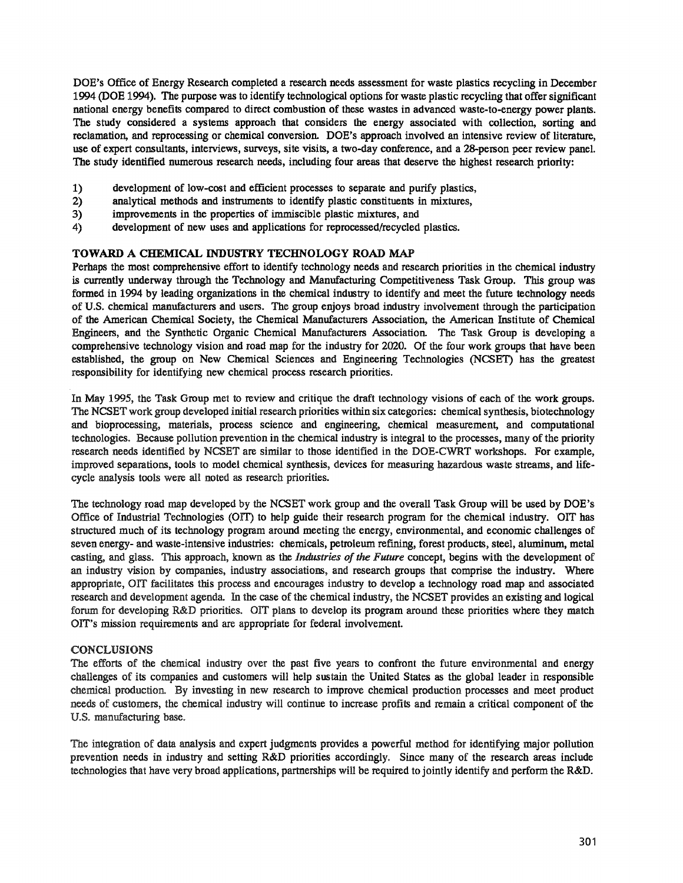DOE's Office of Energy Research completed a research needs assessment for waste plastics recycling in December 1994 (DOE 1994). The purpose was to identify technological options for waste plastic recycling that offer significant national energy benefits compared to direct combustion of these wastes in advanced waste-to-energy power plants. The study considered a systems approach that considers the energy associated with collection, sorting and reclamation, and reprocessing or chemical conversion. DOE's approach involved an intensive review of literature, use of expert consultants, interviews, surveys, site visits, a two-day conference, and a 28-person peer review panel. The study identified numerous research needs, including four areas that deserve the highest research priority:

1) development of low-cost and efficient processes to separate and purify plastics,
2) analytical methods and instruments to identify plastic constituents in mixtures,
3) improvements in the properties of immiscible plastic mixtures, and
4) development of new uses and applications for reprocessed/recycled plastics.

## TOWARD A CHEMICAL INDUSTRY TECHNOLOGY ROAD MAP

Perhaps the most comprehensive effort to identify technology needs and research priorities in the chemical industry is currently underway through the Technology and Manufacturing Competitiveness Task Group. This group was formed in 1994 by leading organizations in the chemical industry to identify and meet the future technology needs of U.S. chemical manufacturers and users. The group enjoys broad industry involvement through the participation of the American Chemical Society, the Chemical Manufacturers Association, the American Institute of Chemical Engineers, and the Synthetic Organic Chemical Manufacturers Association. The Task Group is developing a comprehensive technology vision and road map for the industry for 2020. Of the four work groups that have been established, the group on New Chemical Sciences and Engineering Technologies (NCSET) has the greatest responsibility for identifying new chemical process research priorities.

In May 1995, the Task Group met to review and critique the draft technology visions of each of the work groups. The NCSET work group developed initial research priorities within six categories: chemical synthesis, biotechnology and bioprocessing, materials, process science and engineering, chemical measurement, and computational technologies. Because pollution prevention in the chemical industry is integral to the processes, many of the priority research needs identified by NCSET are similar to those identified in the DOE-CWRT workshops. For example, improved separations, tools to model chemical synthesis, devices for measuring hazardous waste streams, and life-cycle analysis tools were all noted as research priorities.

The technology road map developed by the NCSET work group and the overall Task Group will be used by DOE's Office of Industrial Technologies (OIT) to help guide their research program for the chemical industry. OIT has structured much of its technology program around meeting the energy, environmental, and economic challenges of seven energy- and waste-intensive industries: chemicals, petroleum refining, forest products, steel, aluminum, metal casting, and glass. This approach, known as the ***Industries of the Future*** concept, begins with the development of an industry vision by companies, industry associations, and research groups that comprise the industry. Where appropriate, OIT facilitates this process and encourages industry to develop a technology road map and associated research and development agenda. In the case of the chemical industry, the NCSET provides an existing and logical forum for developing R&D priorities. OIT plans to develop its program around these priorities where they match OIT's mission requirements and are appropriate for federal involvement.

## CONCLUSIONS

The efforts of the chemical industry over the past five years to confront the future environmental and energy challenges of its companies and customers will help sustain the United States as the global leader in responsible chemical production. By investing in new research to improve chemical production processes and meet product needs of customers, the chemical industry will continue to increase profits and remain a critical component of the U.S. manufacturing base.

The integration of data analysis and expert judgments provides a powerful method for identifying major pollution prevention needs in industry and setting R&D priorities accordingly. Since many of the research areas include technologies that have very broad applications, partnerships will be required to jointly identify and perform the R&D.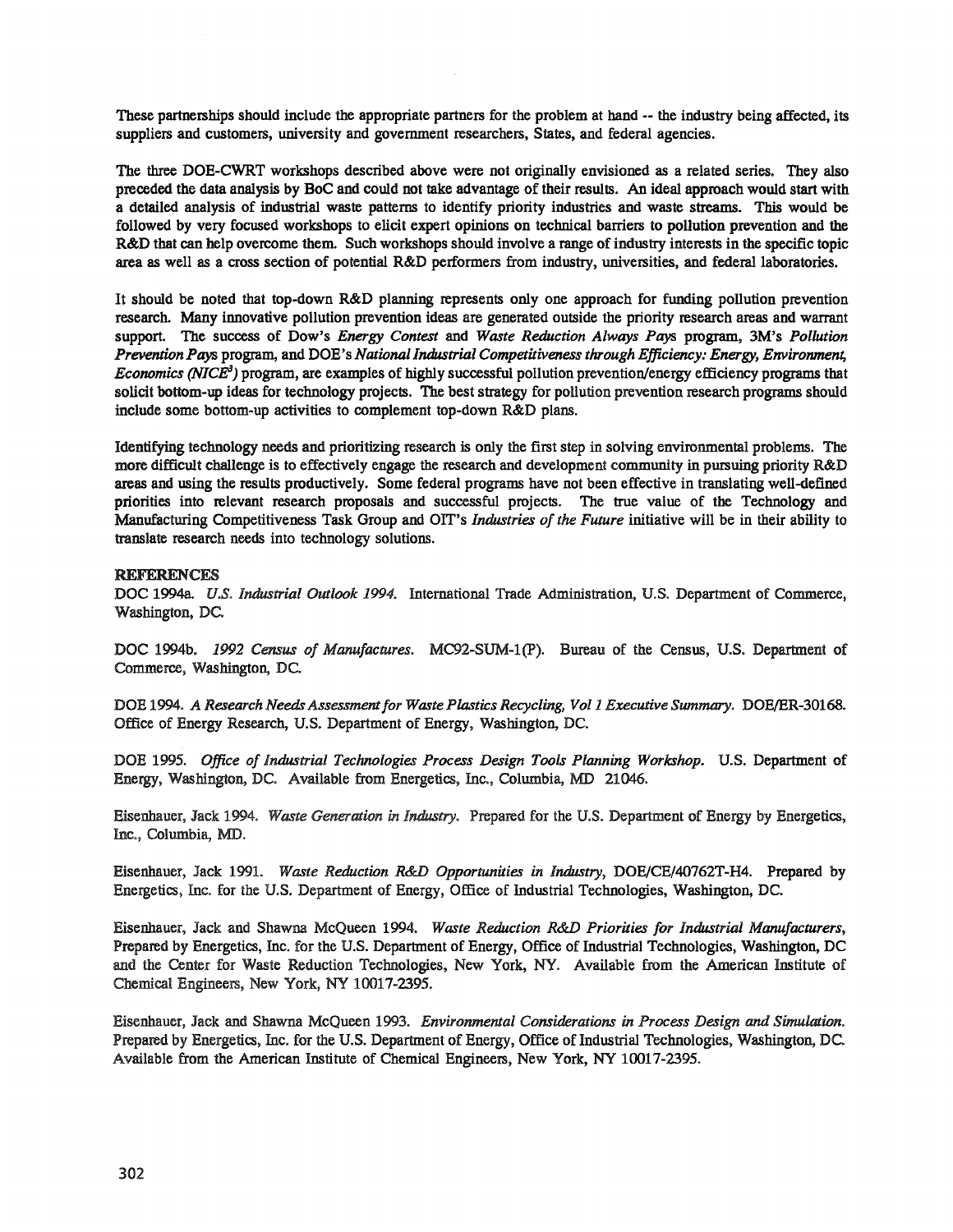These partnerships should include the appropriate partners for the problem at hand -- the industry being affected, its suppliers and customers, university and government researchers, States, and federal agencies.

The three DOE-CWRT workshops described above were not originally envisioned as a related series. They also preceded the data analysis by BoC and could not take advantage of their results. An ideal approach would start with a detailed analysis of industrial waste patterns to identify priority industries and waste streams. This would be followed by very focused workshops to elicit expert opinions on technical barriers to pollution prevention and the R&D that can help overcome them. Such workshops should involve a range of industry interests in the specific topic area as well as a cross section of potential R&D performers from industry, universities, and federal laboratories.

It should be noted that top-down R&D planning represents only one approach for funding pollution prevention research. Many innovative pollution prevention ideas are generated outside the priority research areas and warrant support. The success of Dow's *Energy Contest* and *Waste Reduction Always Pays* program, 3M's *Pollution Prevention Pays* program, and DOE's *National Industrial Competitiveness through Efficiency: Energy, Environment, Economics (NICE$^3$)* program, are examples of highly successful pollution prevention/energy efficiency programs that solicit bottom-up ideas for technology projects. The best strategy for pollution prevention research programs should include some bottom-up activities to complement top-down R&D plans.

Identifying technology needs and prioritizing research is only the first step in solving environmental problems. The more difficult challenge is to effectively engage the research and development community in pursuing priority R&D areas and using the results productively. Some federal programs have not been effective in translating well-defined priorities into relevant research proposals and successful projects. The true value of the Technology and Manufacturing Competitiveness Task Group and OIT's *Industries of the Future* initiative will be in their ability to translate research needs into technology solutions.

## REFERENCES

DOC 1994a. *U.S. Industrial Outlook 1994.* International Trade Administration, U.S. Department of Commerce, Washington, DC.

DOC 1994b. *1992 Census of Manufactures.* MC92-SUM-1(P). Bureau of the Census, U.S. Department of Commerce, Washington, DC.

DOE 1994. *A Research Needs Assessment for Waste Plastics Recycling, Vol 1 Executive Summary.* DOE/ER-30168. Office of Energy Research, U.S. Department of Energy, Washington, DC.

DOE 1995. *Office of Industrial Technologies Process Design Tools Planning Workshop.* U.S. Department of Energy, Washington, DC. Available from Energetics, Inc., Columbia, MD 21046.

Eisenhauer, Jack 1994. *Waste Generation in Industry.* Prepared for the U.S. Department of Energy by Energetics, Inc., Columbia, MD.

Eisenhauer, Jack 1991. *Waste Reduction R&D Opportunities in Industry,* DOE/CE/40762T-H4. Prepared by Energetics, Inc. for the U.S. Department of Energy, Office of Industrial Technologies, Washington, DC.

Eisenhauer, Jack and Shawna McQueen 1994. *Waste Reduction R&D Priorities for Industrial Manufacturers,* Prepared by Energetics, Inc. for the U.S. Department of Energy, Office of Industrial Technologies, Washington, DC and the Center for Waste Reduction Technologies, New York, NY. Available from the American Institute of Chemical Engineers, New York, NY 10017-2395.

Eisenhauer, Jack and Shawna McQueen 1993. *Environmental Considerations in Process Design and Simulation.* Prepared by Energetics, Inc. for the U.S. Department of Energy, Office of Industrial Technologies, Washington, DC. Available from the American Institute of Chemical Engineers, New York, NY 10017-2395.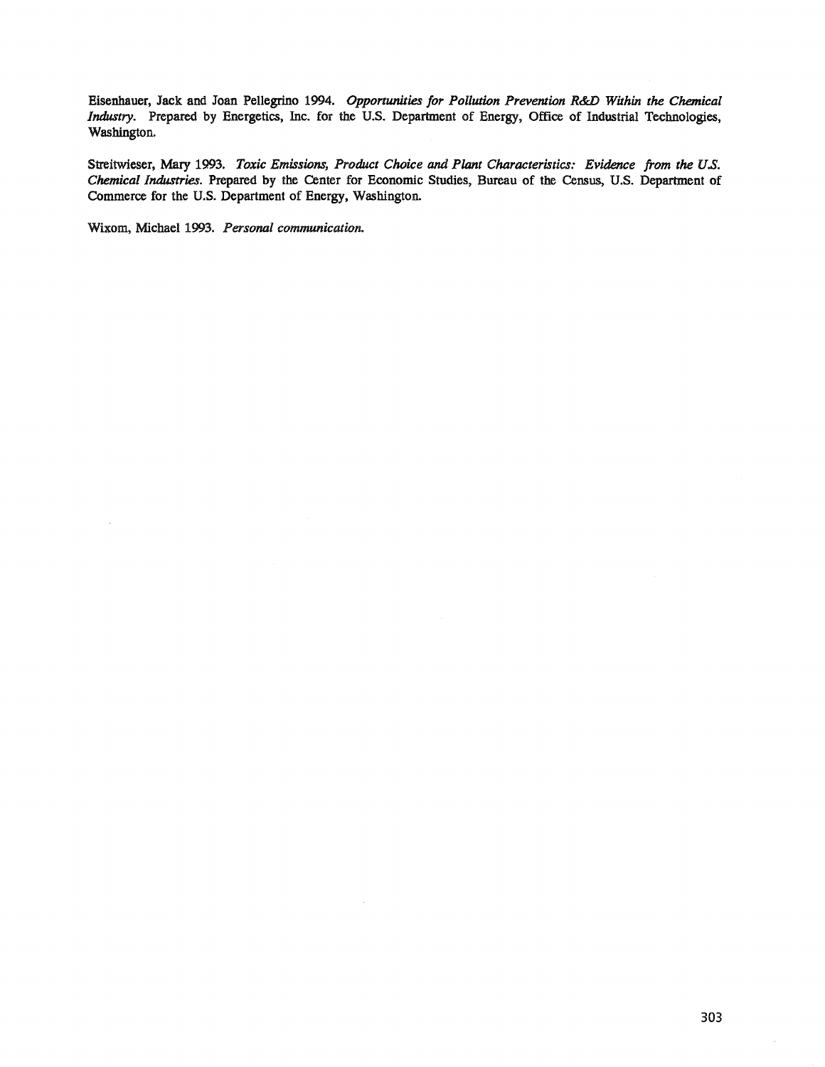Eisenhauer, Jack and Joan Pellegrino 1994. *Opportunities for Pollution Prevention R&D Within the Chemical Industry.* Prepared by Energetics, Inc. for the U.S. Department of Energy, Office of Industrial Technologies, Washington.

Streitwieser, Mary 1993. *Toxic Emissions, Product Choice and Plant Characteristics: Evidence from the U.S. Chemical Industries.* Prepared by the Center for Economic Studies, Bureau of the Census, U.S. Department of Commerce for the U.S. Department of Energy, Washington.

Wixom, Michael 1993. *Personal communication.*